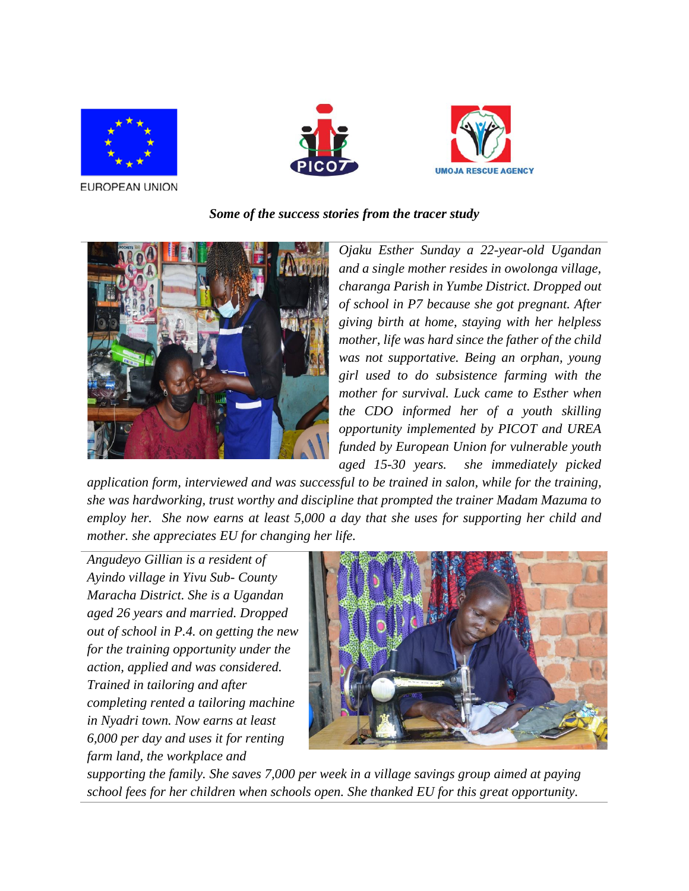EUROPEAN UNION

UMOJA RESCUE AGENCY

***Some of the success stories from the tracer study***

*Ojaku Esther Sunday a 22-year-old Ugandan and a single mother resides in owolonga village, charanga Parish in Yumbe District. Dropped out of school in P7 because she got pregnant. After giving birth at home, staying with her helpless mother, life was hard since the father of the child was not supportive. Being an orphan, young girl used to do subsistence farming with the mother for survival. Luck came to Esther when the CDO informed her of a youth skilling opportunity implemented by PICOT and UREA funded by European Union for vulnerable youth aged 15-30 years. she immediately picked application form, interviewed and was successful to be trained in salon, while for the training, she was hardworking, trust worthy and discipline that prompted the trainer Madam Mazuma to employ her. She now earns at least 5,000 a day that she uses for supporting her child and mother. she appreciates EU for changing her life.*

*Angudeyo Gillian is a resident of Ayindo village in Yivu Sub- County Maracha District. She is a Ugandan aged 26 years and married. Dropped out of school in P.4. on getting the new for the training opportunity under the action, applied and was considered. Trained in tailoring and after completing rented a tailoring machine in Nyadri town. Now earns at least 6,000 per day and uses it for renting farm land, the workplace and supporting the family. She saves 7,000 per week in a village savings group aimed at paying school fees for her children when schools open. She thanked EU for this great opportunity.*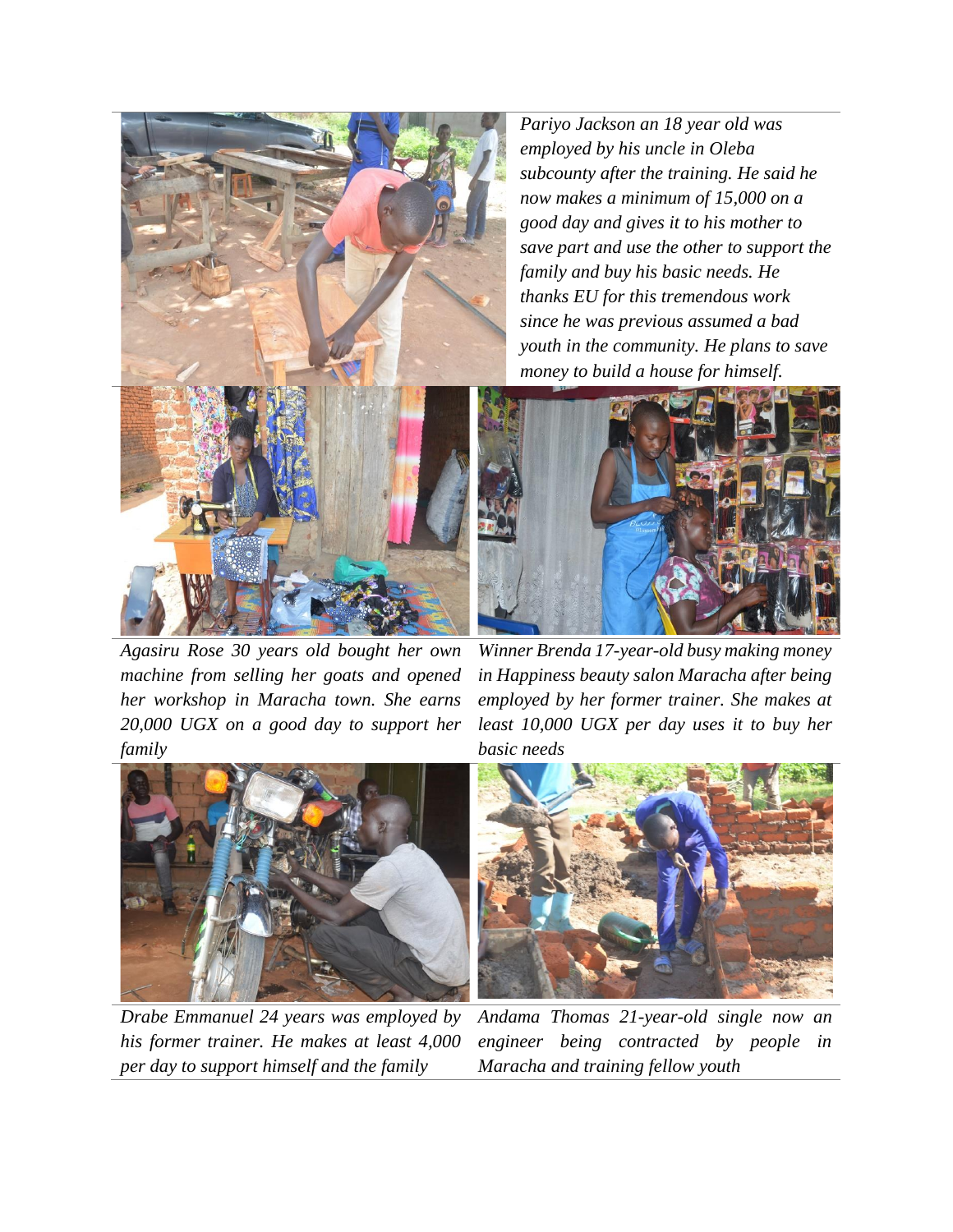*Pariyo Jackson an 18 year old was employed by his uncle in Oleba subcounty after the training. He said he now makes a minimum of 15,000 on a good day and gives it to his mother to save part and use the other to support the family and buy his basic needs. He thanks EU for this tremendous work since he was previous assumed a bad youth in the community. He plans to save money to build a house for himself.*

*Agasiru Rose 30 years old bought her own machine from selling her goats and opened her workshop in Maracha town. She earns 20,000 UGX on a good day to support her family*

*Winner Brenda 17-year-old busy making money in Happiness beauty salon Maracha after being employed by her former trainer. She makes at least 10,000 UGX per day uses it to buy her basic needs*

*Drabe Emmanuel 24 years was employed by his former trainer. He makes at least 4,000 per day to support himself and the family*

*Andama Thomas 21-year-old single now an engineer being contracted by people in Maracha and training fellow youth*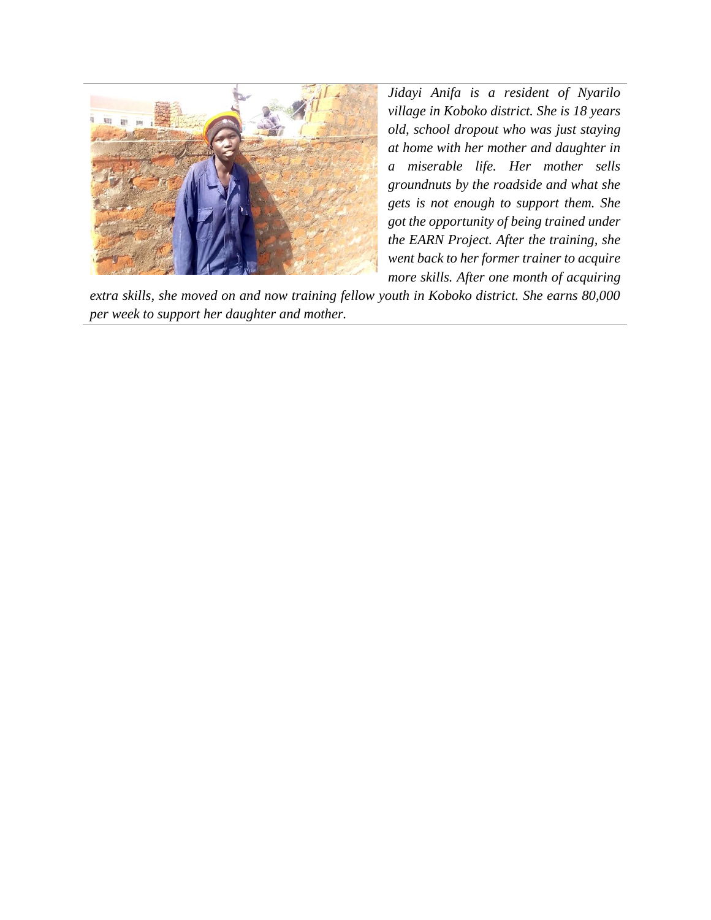*Jidayi Anifa is a resident of Nyarilo village in Koboko district. She is 18 years old, school dropout who was just staying at home with her mother and daughter in a miserable life. Her mother sells groundnuts by the roadside and what she gets is not enough to support them. She got the opportunity of being trained under the EARN Project. After the training, she went back to her former trainer to acquire more skills. After one month of acquiring extra skills, she moved on and now training fellow youth in Koboko district. She earns 80,000 per week to support her daughter and mother.*